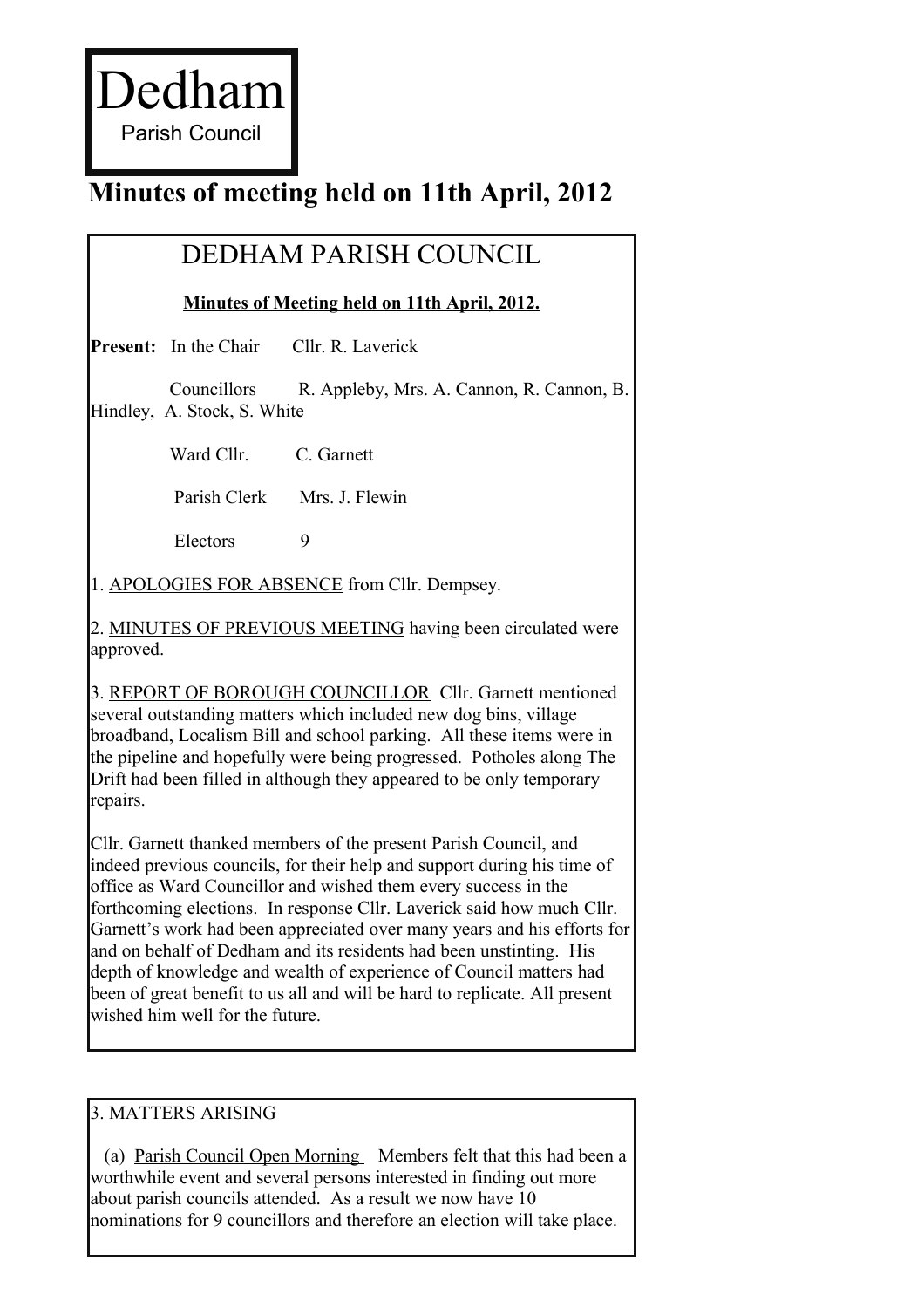# Dedham

Parish Council

## Minutes of meeting held on 11th April, 2012

## DEDHAM PARISH COUNCIL

**Minutes of Meeting held on 11th April, 2012.**

**Present:** In the Chair Cllr. R. Laverick

Councillors R. Appleby, Mrs. A. Cannon, R. Cannon, B. Hindley, A. Stock, S. White

Ward Cllr. C. Garnett

Parish Clerk Mrs. J. Flewin

Electors 9

1. APOLOGIES FOR ABSENCE from Cllr. Dempsey.

2. MINUTES OF PREVIOUS MEETING having been circulated were approved.

3. REPORT OF BOROUGH COUNCILLOR Cllr. Garnett mentioned several outstanding matters which included new dog bins, village broadband, Localism Bill and school parking. All these items were in the pipeline and hopefully were being progressed. Potholes along The Drift had been filled in although they appeared to be only temporary repairs.

Cllr. Garnett thanked members of the present Parish Council, and indeed previous councils, for their help and support during his time of office as Ward Councillor and wished them every success in the forthcoming elections. In response Cllr. Laverick said how much Cllr. Garnett's work had been appreciated over many years and his efforts for and on behalf of Dedham and its residents had been unstinting. His depth of knowledge and wealth of experience of Council matters had been of great benefit to us all and will be hard to replicate. All present wished him well for the future.

3. MATTERS ARISING

(a) Parish Council Open Morning Members felt that this had been a worthwhile event and several persons interested in finding out more about parish councils attended. As a result we now have 10 nominations for 9 councillors and therefore an election will take place.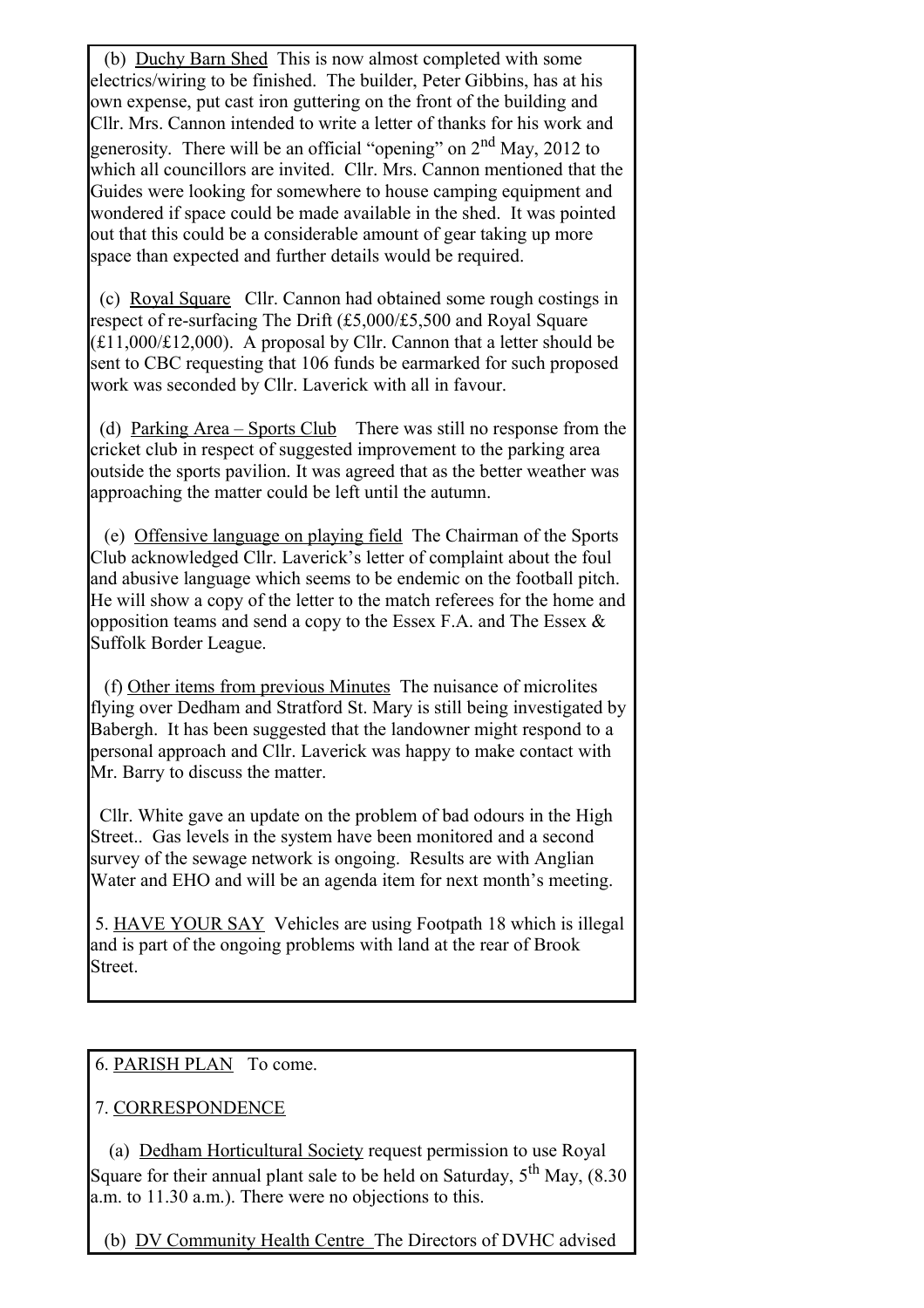(b) Duchy Barn Shed This is now almost completed with some electrics/wiring to be finished. The builder, Peter Gibbins, has at his own expense, put cast iron guttering on the front of the building and Cllr. Mrs. Cannon intended to write a letter of thanks for his work and generosity. There will be an official "opening" on 2nd May, 2012 to which all councillors are invited. Cllr. Mrs. Cannon mentioned that the Guides were looking for somewhere to house camping equipment and wondered if space could be made available in the shed. It was pointed out that this could be a considerable amount of gear taking up more space than expected and further details would be required.

(c) Royal Square Cllr. Cannon had obtained some rough costings in respect of re-surfacing The Drift (£5,000/£5,500 and Royal Square (£11,000/£12,000). A proposal by Cllr. Cannon that a letter should be sent to CBC requesting that 106 funds be earmarked for such proposed work was seconded by Cllr. Laverick with all in favour.

(d) Parking Area – Sports Club There was still no response from the cricket club in respect of suggested improvement to the parking area outside the sports pavilion. It was agreed that as the better weather was approaching the matter could be left until the autumn.

(e) Offensive language on playing field The Chairman of the Sports Club acknowledged Cllr. Laverick's letter of complaint about the foul and abusive language which seems to be endemic on the football pitch. He will show a copy of the letter to the match referees for the home and opposition teams and send a copy to the Essex F.A. and The Essex & Suffolk Border League.

(f) Other items from previous Minutes The nuisance of microlites flying over Dedham and Stratford St. Mary is still being investigated by Babergh. It has been suggested that the landowner might respond to a personal approach and Cllr. Laverick was happy to make contact with Mr. Barry to discuss the matter.

Cllr. White gave an update on the problem of bad odours in the High Street.. Gas levels in the system have been monitored and a second survey of the sewage network is ongoing. Results are with Anglian Water and EHO and will be an agenda item for next month's meeting.

5. HAVE YOUR SAY Vehicles are using Footpath 18 which is illegal and is part of the ongoing problems with land at the rear of Brook Street.

6. PARISH PLAN To come.

7. CORRESPONDENCE

(a) Dedham Horticultural Society request permission to use Royal Square for their annual plant sale to be held on Saturday, 5th May, (8.30 a.m. to 11.30 a.m.). There were no objections to this.

(b) DV Community Health Centre The Directors of DVHC advised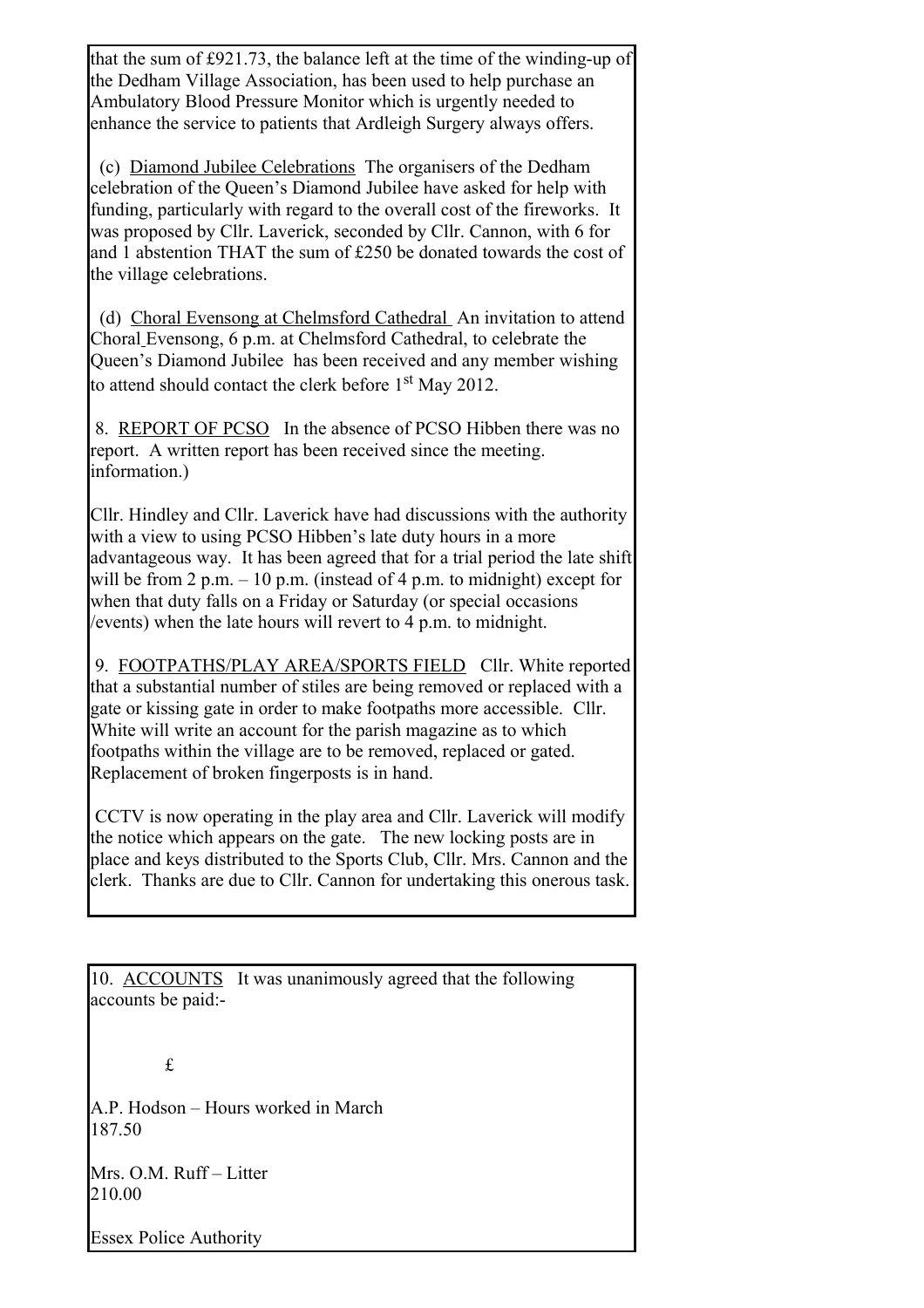that the sum of £921.73, the balance left at the time of the winding-up of the Dedham Village Association, has been used to help purchase an Ambulatory Blood Pressure Monitor which is urgently needed to enhance the service to patients that Ardleigh Surgery always offers.

(c) Diamond Jubilee Celebrations The organisers of the Dedham celebration of the Queen's Diamond Jubilee have asked for help with funding, particularly with regard to the overall cost of the fireworks. It was proposed by Cllr. Laverick, seconded by Cllr. Cannon, with 6 for and 1 abstention THAT the sum of £250 be donated towards the cost of the village celebrations.

(d) Choral Evensong at Chelmsford Cathedral An invitation to attend Choral Evensong, 6 p.m. at Chelmsford Cathedral, to celebrate the Queen's Diamond Jubilee has been received and any member wishing to attend should contact the clerk before 1st May 2012.

8. REPORT OF PCSO In the absence of PCSO Hibben there was no report. A written report has been received since the meeting. information.)

Cllr. Hindley and Cllr. Laverick have had discussions with the authority with a view to using PCSO Hibben's late duty hours in a more advantageous way. It has been agreed that for a trial period the late shift will be from 2 p.m. – 10 p.m. (instead of 4 p.m. to midnight) except for when that duty falls on a Friday or Saturday (or special occasions /events) when the late hours will revert to 4 p.m. to midnight.

9. FOOTPATHS/PLAY AREA/SPORTS FIELD Cllr. White reported that a substantial number of stiles are being removed or replaced with a gate or kissing gate in order to make footpaths more accessible. Cllr. White will write an account for the parish magazine as to which footpaths within the village are to be removed, replaced or gated. Replacement of broken fingerposts is in hand.

CCTV is now operating in the play area and Cllr. Laverick will modify the notice which appears on the gate. The new locking posts are in place and keys distributed to the Sports Club, Cllr. Mrs. Cannon and the clerk. Thanks are due to Cllr. Cannon for undertaking this onerous task.

10. ACCOUNTS It was unanimously agreed that the following accounts be paid:-

| | £ |
|---|---|
| A.P. Hodson – Hours worked in March | 187.50 |
| Mrs. O.M. Ruff – Litter | 210.00 |
| Essex Police Authority | |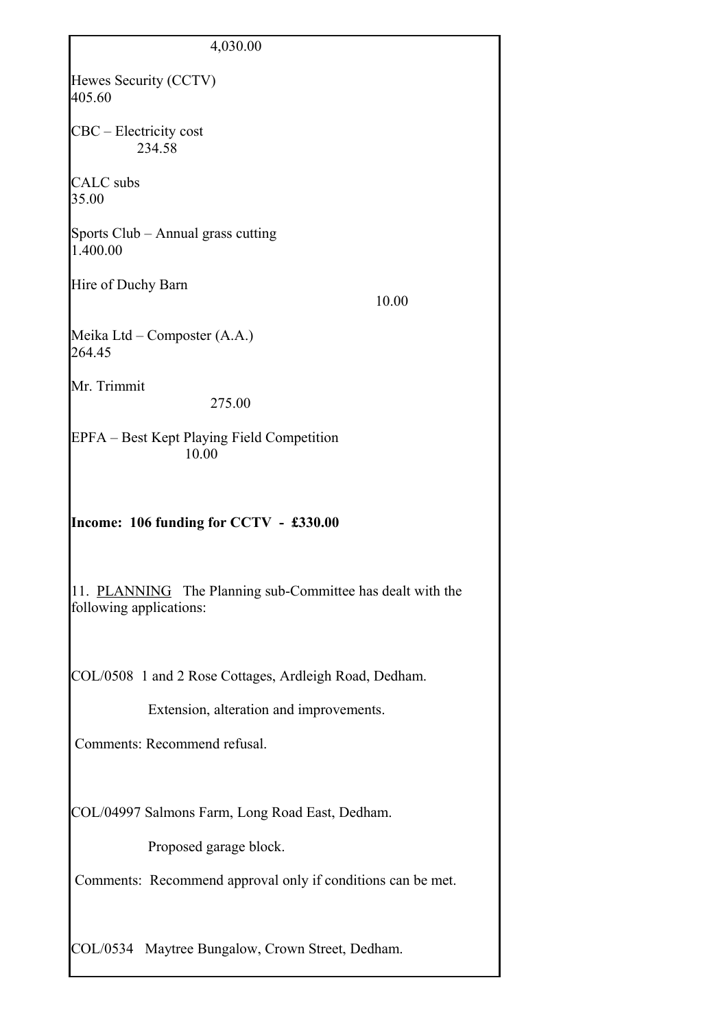4,030.00

Hewes Security (CCTV)
405.60

CBC – Electricity cost
234.58

CALC subs
35.00

Sports Club – Annual grass cutting
1.400.00

Hire of Duchy Barn
10.00

Meika Ltd – Composter (A.A.)
264.45

Mr. Trimmit
275.00

EPFA – Best Kept Playing Field Competition
10.00

**Income: 106 funding for CCTV - £330.00**

11. PLANNING The Planning sub-Committee has dealt with the following applications:

COL/0508 1 and 2 Rose Cottages, Ardleigh Road, Dedham.

Extension, alteration and improvements.

Comments: Recommend refusal.

COL/04997 Salmons Farm, Long Road East, Dedham.

Proposed garage block.

Comments: Recommend approval only if conditions can be met.

COL/0534 Maytree Bungalow, Crown Street, Dedham.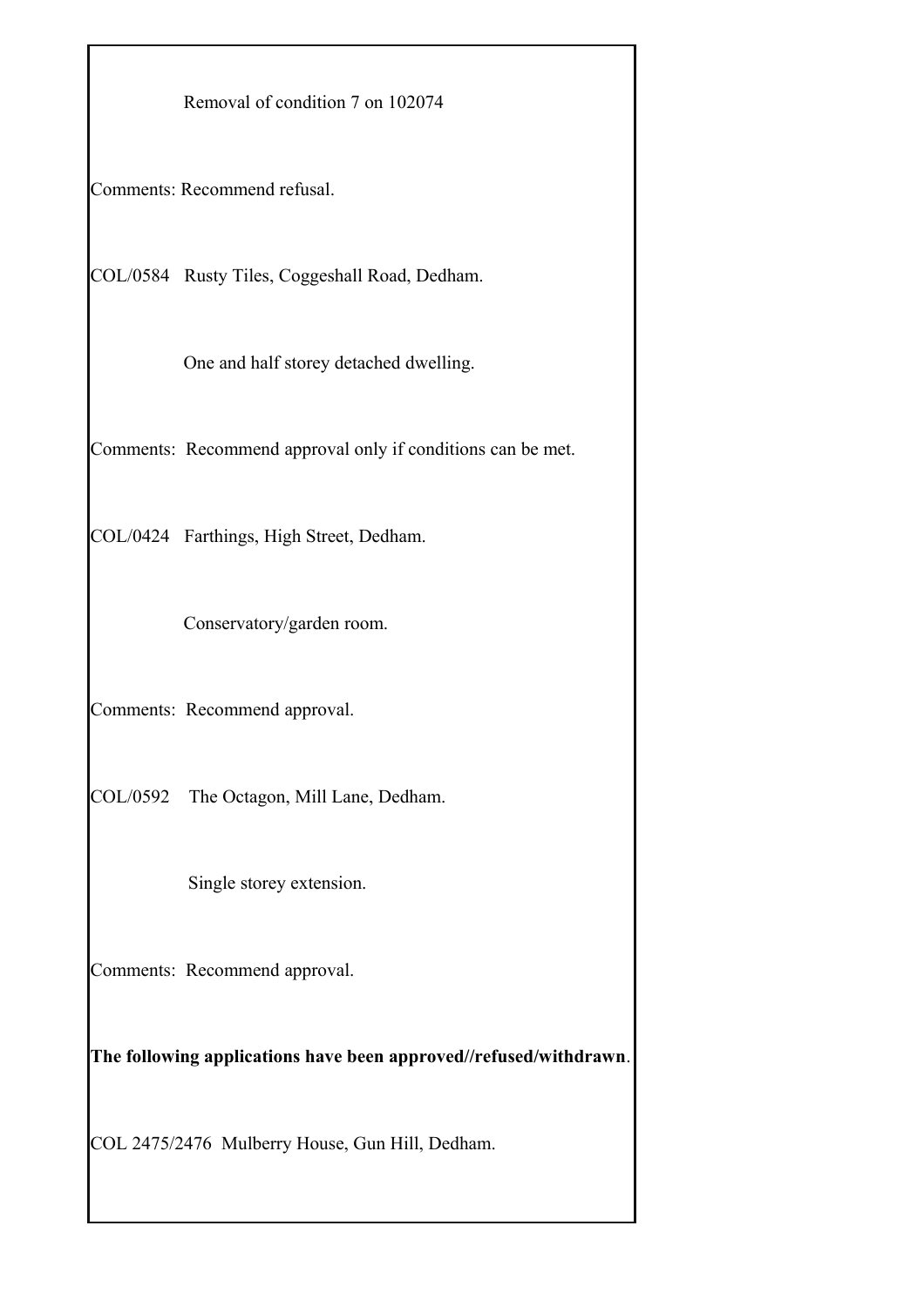Removal of condition 7 on 102074

Comments: Recommend refusal.

COL/0584 Rusty Tiles, Coggeshall Road, Dedham.

One and half storey detached dwelling.

Comments: Recommend approval only if conditions can be met.

COL/0424 Farthings, High Street, Dedham.

Conservatory/garden room.

Comments: Recommend approval.

COL/0592 The Octagon, Mill Lane, Dedham.

Single storey extension.

Comments: Recommend approval.

**The following applications have been approved//refused/withdrawn**.

COL 2475/2476 Mulberry House, Gun Hill, Dedham.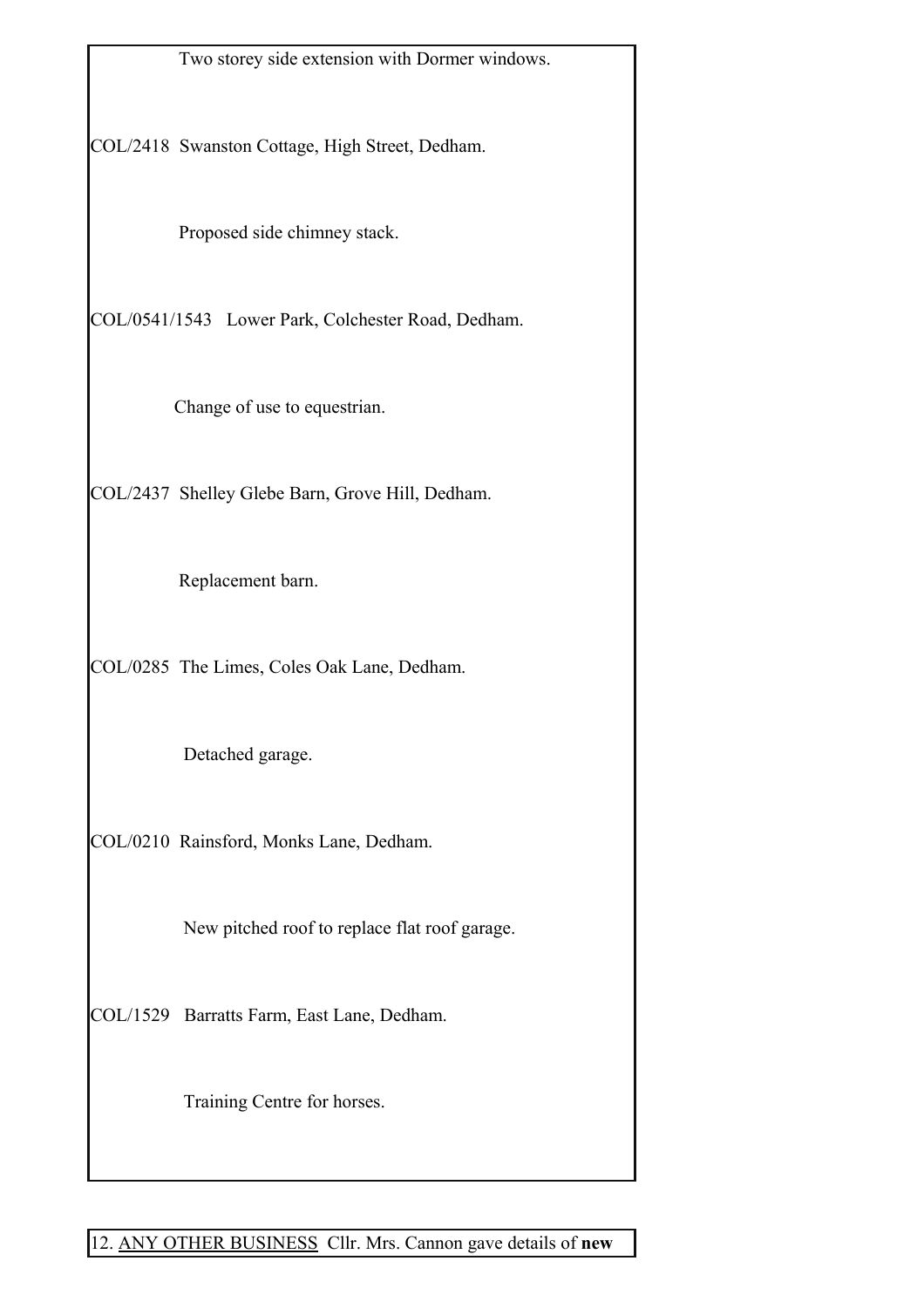Two storey side extension with Dormer windows.

COL/2418 Swanston Cottage, High Street, Dedham.

Proposed side chimney stack.

COL/0541/1543 Lower Park, Colchester Road, Dedham.

Change of use to equestrian.

COL/2437 Shelley Glebe Barn, Grove Hill, Dedham.

Replacement barn.

COL/0285 The Limes, Coles Oak Lane, Dedham.

Detached garage.

COL/0210 Rainsford, Monks Lane, Dedham.

New pitched roof to replace flat roof garage.

COL/1529 Barratts Farm, East Lane, Dedham.

Training Centre for horses.

12. ANY OTHER BUSINESS Cllr. Mrs. Cannon gave details of **new**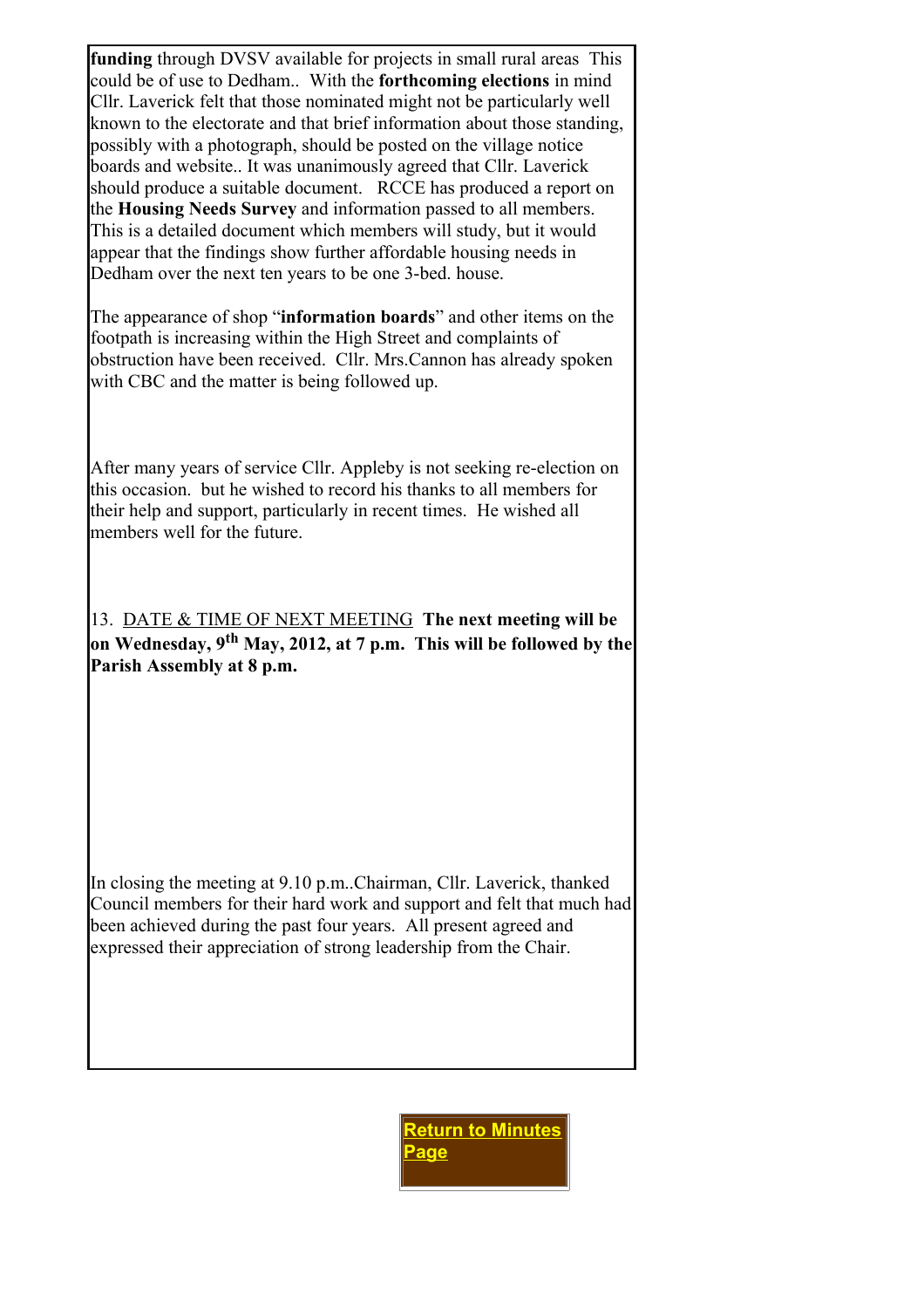**funding** through DVSV available for projects in small rural areas This could be of use to Dedham.. With the **forthcoming elections** in mind Cllr. Laverick felt that those nominated might not be particularly well known to the electorate and that brief information about those standing, possibly with a photograph, should be posted on the village notice boards and website.. It was unanimously agreed that Cllr. Laverick should produce a suitable document. RCCE has produced a report on the **Housing Needs Survey** and information passed to all members. This is a detailed document which members will study, but it would appear that the findings show further affordable housing needs in Dedham over the next ten years to be one 3-bed. house.

The appearance of shop "**information boards**" and other items on the footpath is increasing within the High Street and complaints of obstruction have been received. Cllr. Mrs.Cannon has already spoken with CBC and the matter is being followed up.

After many years of service Cllr. Appleby is not seeking re-election on this occasion. but he wished to record his thanks to all members for their help and support, particularly in recent times. He wished all members well for the future.

13. DATE & TIME OF NEXT MEETING **The next meeting will be on Wednesday, 9th May, 2012, at 7 p.m. This will be followed by the Parish Assembly at 8 p.m.**

In closing the meeting at 9.10 p.m..Chairman, Cllr. Laverick, thanked Council members for their hard work and support and felt that much had been achieved during the past four years. All present agreed and expressed their appreciation of strong leadership from the Chair.

Return to Minutes Page